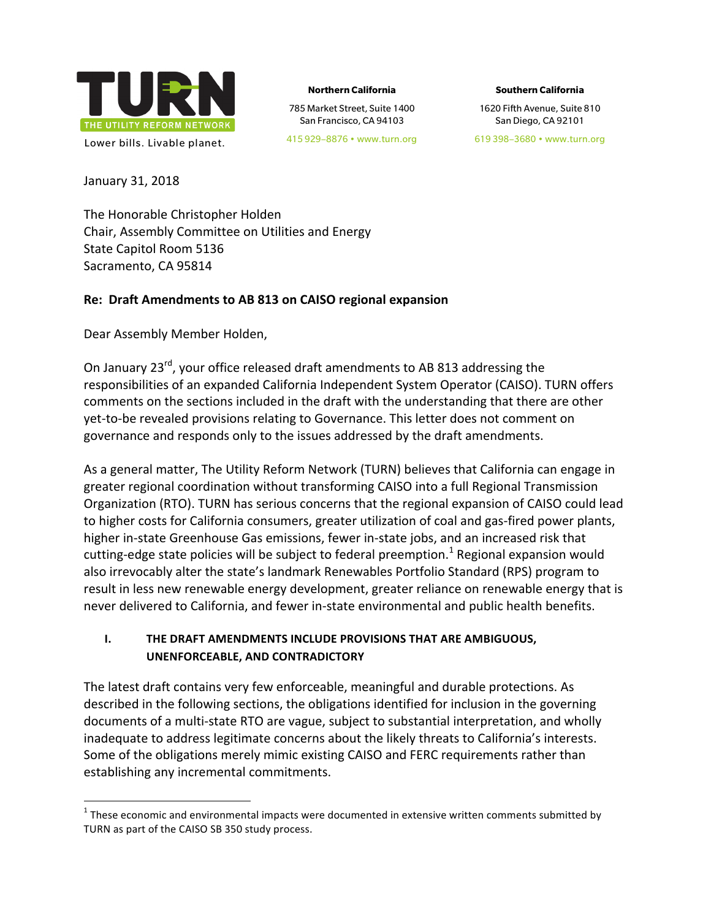TURN
THE UTILITY REFORM NETWORK
Lower bills. Livable planet.

**Northern California**
785 Market Street, Suite 1400
San Francisco, CA 94103
415 929–8876 • www.turn.org

**Southern California**
1620 Fifth Avenue, Suite 810
San Diego, CA 92101
619 398–3680 • www.turn.org

January 31, 2018

The Honorable Christopher Holden
Chair, Assembly Committee on Utilities and Energy
State Capitol Room 5136
Sacramento, CA 95814

**Re: Draft Amendments to AB 813 on CAISO regional expansion**

Dear Assembly Member Holden,

On January 23rd, your office released draft amendments to AB 813 addressing the responsibilities of an expanded California Independent System Operator (CAISO). TURN offers comments on the sections included in the draft with the understanding that there are other yet-to-be revealed provisions relating to Governance. This letter does not comment on governance and responds only to the issues addressed by the draft amendments.

As a general matter, The Utility Reform Network (TURN) believes that California can engage in greater regional coordination without transforming CAISO into a full Regional Transmission Organization (RTO). TURN has serious concerns that the regional expansion of CAISO could lead to higher costs for California consumers, greater utilization of coal and gas-fired power plants, higher in-state Greenhouse Gas emissions, fewer in-state jobs, and an increased risk that cutting-edge state policies will be subject to federal preemption.[1] Regional expansion would also irrevocably alter the state's landmark Renewables Portfolio Standard (RPS) program to result in less new renewable energy development, greater reliance on renewable energy that is never delivered to California, and fewer in-state environmental and public health benefits.

## I. THE DRAFT AMENDMENTS INCLUDE PROVISIONS THAT ARE AMBIGUOUS, UNENFORCEABLE, AND CONTRADICTORY

The latest draft contains very few enforceable, meaningful and durable protections. As described in the following sections, the obligations identified for inclusion in the governing documents of a multi-state RTO are vague, subject to substantial interpretation, and wholly inadequate to address legitimate concerns about the likely threats to California's interests. Some of the obligations merely mimic existing CAISO and FERC requirements rather than establishing any incremental commitments.

[1] These economic and environmental impacts were documented in extensive written comments submitted by TURN as part of the CAISO SB 350 study process.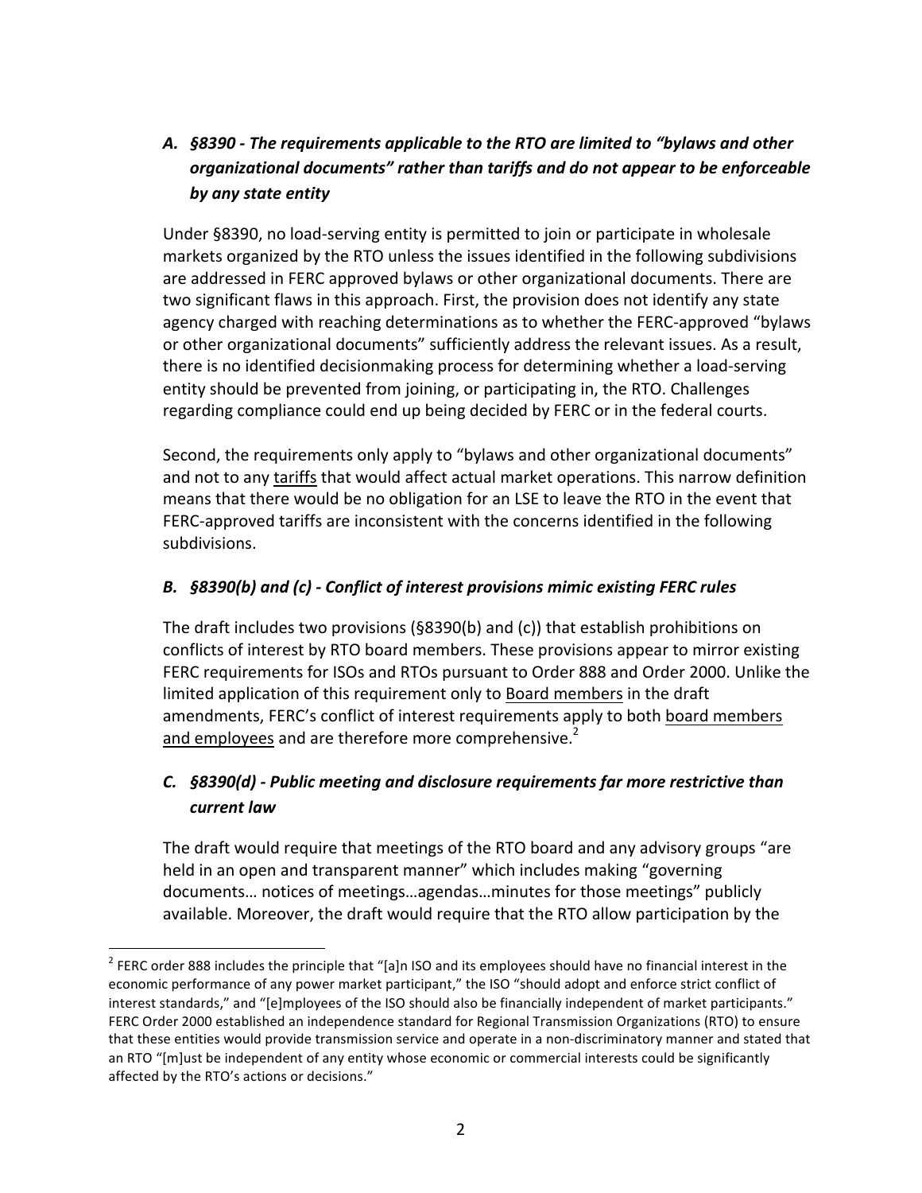### *A. §8390 - The requirements applicable to the RTO are limited to "bylaws and other organizational documents" rather than tariffs and do not appear to be enforceable by any state entity*

Under §8390, no load-serving entity is permitted to join or participate in wholesale markets organized by the RTO unless the issues identified in the following subdivisions are addressed in FERC approved bylaws or other organizational documents. There are two significant flaws in this approach. First, the provision does not identify any state agency charged with reaching determinations as to whether the FERC-approved "bylaws or other organizational documents" sufficiently address the relevant issues. As a result, there is no identified decisionmaking process for determining whether a load-serving entity should be prevented from joining, or participating in, the RTO. Challenges regarding compliance could end up being decided by FERC or in the federal courts.

Second, the requirements only apply to "bylaws and other organizational documents" and not to any tariffs that would affect actual market operations. This narrow definition means that there would be no obligation for an LSE to leave the RTO in the event that FERC-approved tariffs are inconsistent with the concerns identified in the following subdivisions.

### *B. §8390(b) and (c) - Conflict of interest provisions mimic existing FERC rules*

The draft includes two provisions (§8390(b) and (c)) that establish prohibitions on conflicts of interest by RTO board members. These provisions appear to mirror existing FERC requirements for ISOs and RTOs pursuant to Order 888 and Order 2000. Unlike the limited application of this requirement only to Board members in the draft amendments, FERC's conflict of interest requirements apply to both board members and employees and are therefore more comprehensive.[2]

### *C. §8390(d) - Public meeting and disclosure requirements far more restrictive than current law*

The draft would require that meetings of the RTO board and any advisory groups "are held in an open and transparent manner" which includes making "governing documents… notices of meetings…agendas…minutes for those meetings" publicly available. Moreover, the draft would require that the RTO allow participation by the

---

[2] FERC order 888 includes the principle that "[a]n ISO and its employees should have no financial interest in the economic performance of any power market participant," the ISO "should adopt and enforce strict conflict of interest standards," and "[e]mployees of the ISO should also be financially independent of market participants." FERC Order 2000 established an independence standard for Regional Transmission Organizations (RTO) to ensure that these entities would provide transmission service and operate in a non-discriminatory manner and stated that an RTO "[m]ust be independent of any entity whose economic or commercial interests could be significantly affected by the RTO's actions or decisions."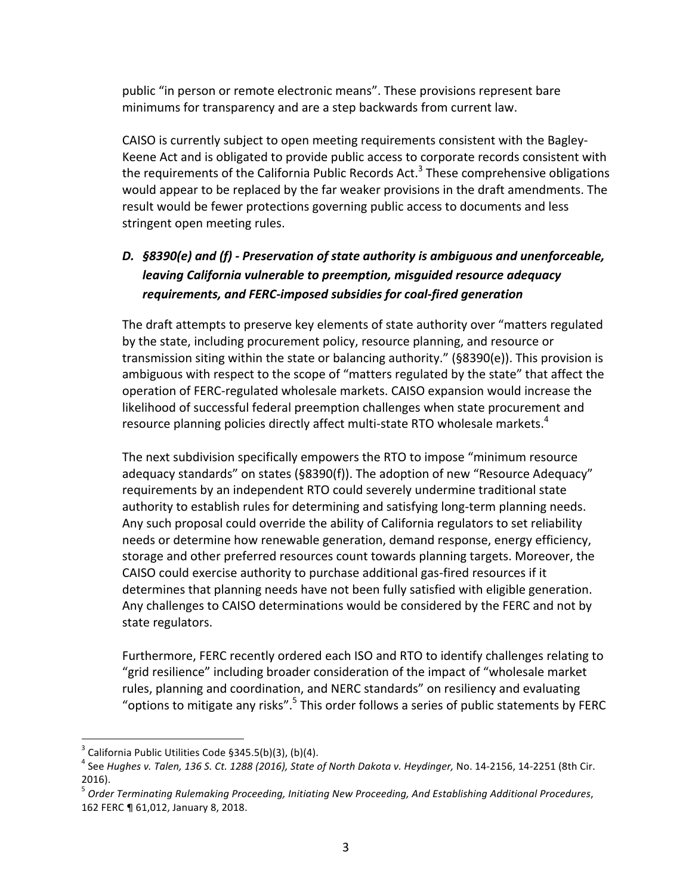public "in person or remote electronic means". These provisions represent bare minimums for transparency and are a step backwards from current law.

CAISO is currently subject to open meeting requirements consistent with the Bagley-Keene Act and is obligated to provide public access to corporate records consistent with the requirements of the California Public Records Act.[3] These comprehensive obligations would appear to be replaced by the far weaker provisions in the draft amendments. The result would be fewer protections governing public access to documents and less stringent open meeting rules.

### *D. §8390(e) and (f) - Preservation of state authority is ambiguous and unenforceable, leaving California vulnerable to preemption, misguided resource adequacy requirements, and FERC-imposed subsidies for coal-fired generation*

The draft attempts to preserve key elements of state authority over "matters regulated by the state, including procurement policy, resource planning, and resource or transmission siting within the state or balancing authority." (§8390(e)). This provision is ambiguous with respect to the scope of "matters regulated by the state" that affect the operation of FERC-regulated wholesale markets. CAISO expansion would increase the likelihood of successful federal preemption challenges when state procurement and resource planning policies directly affect multi-state RTO wholesale markets.[4]

The next subdivision specifically empowers the RTO to impose "minimum resource adequacy standards" on states (§8390(f)). The adoption of new "Resource Adequacy" requirements by an independent RTO could severely undermine traditional state authority to establish rules for determining and satisfying long-term planning needs. Any such proposal could override the ability of California regulators to set reliability needs or determine how renewable generation, demand response, energy efficiency, storage and other preferred resources count towards planning targets. Moreover, the CAISO could exercise authority to purchase additional gas-fired resources if it determines that planning needs have not been fully satisfied with eligible generation. Any challenges to CAISO determinations would be considered by the FERC and not by state regulators.

Furthermore, FERC recently ordered each ISO and RTO to identify challenges relating to "grid resilience" including broader consideration of the impact of "wholesale market rules, planning and coordination, and NERC standards" on resiliency and evaluating "options to mitigate any risks".[5] This order follows a series of public statements by FERC

---

[3] California Public Utilities Code §345.5(b)(3), (b)(4).

[4] See *Hughes v. Talen, 136 S. Ct. 1288 (2016), State of North Dakota v. Heydinger,* No. 14-2156, 14-2251 (8th Cir. 2016).

[5] *Order Terminating Rulemaking Proceeding, Initiating New Proceeding, And Establishing Additional Procedures*, 162 FERC ¶ 61,012, January 8, 2018.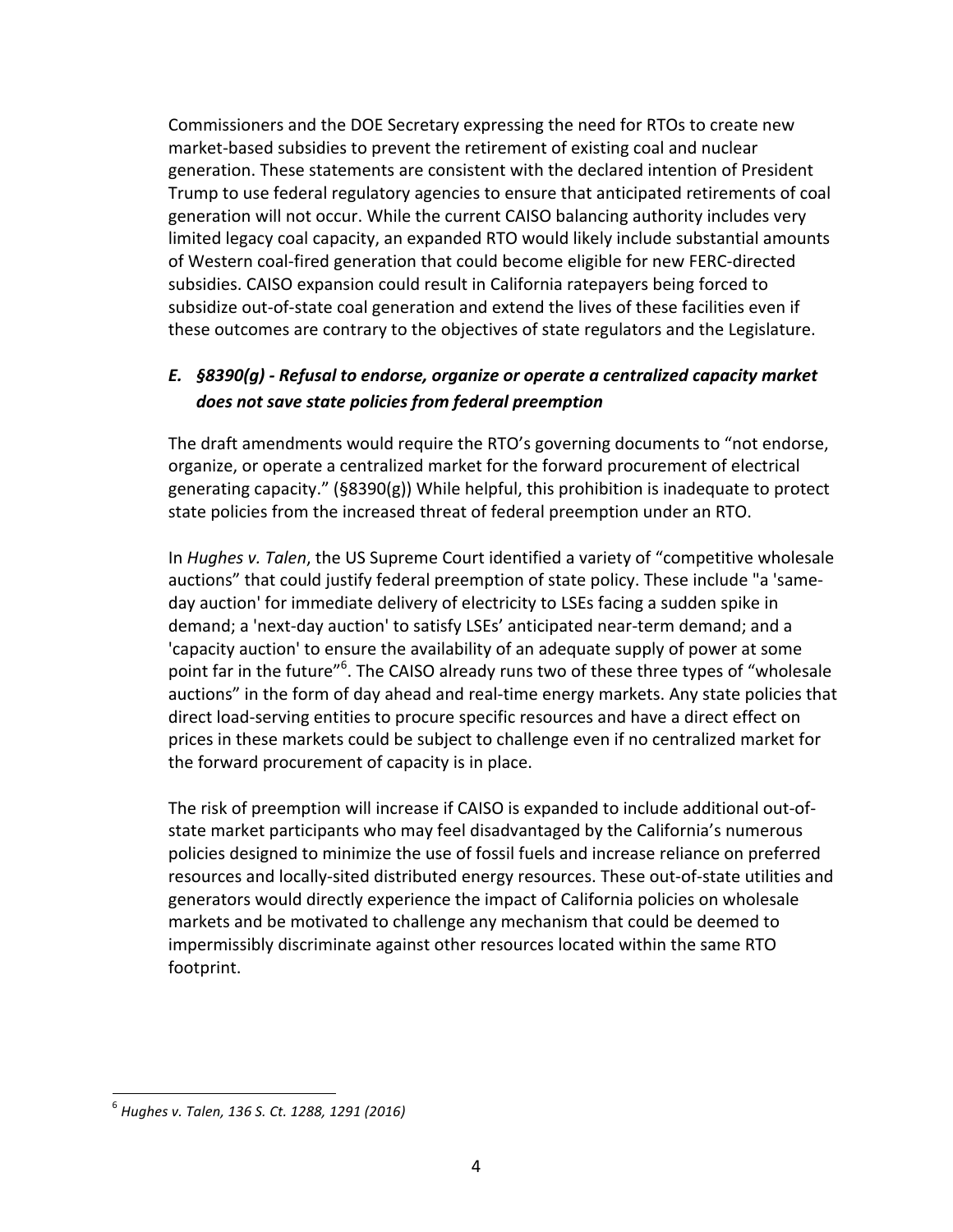Commissioners and the DOE Secretary expressing the need for RTOs to create new market-based subsidies to prevent the retirement of existing coal and nuclear generation. These statements are consistent with the declared intention of President Trump to use federal regulatory agencies to ensure that anticipated retirements of coal generation will not occur. While the current CAISO balancing authority includes very limited legacy coal capacity, an expanded RTO would likely include substantial amounts of Western coal-fired generation that could become eligible for new FERC-directed subsidies. CAISO expansion could result in California ratepayers being forced to subsidize out-of-state coal generation and extend the lives of these facilities even if these outcomes are contrary to the objectives of state regulators and the Legislature.

### *E. §8390(g) - Refusal to endorse, organize or operate a centralized capacity market does not save state policies from federal preemption*

The draft amendments would require the RTO's governing documents to "not endorse, organize, or operate a centralized market for the forward procurement of electrical generating capacity." (§8390(g)) While helpful, this prohibition is inadequate to protect state policies from the increased threat of federal preemption under an RTO.

In *Hughes v. Talen*, the US Supreme Court identified a variety of "competitive wholesale auctions" that could justify federal preemption of state policy. These include "a 'same-day auction' for immediate delivery of electricity to LSEs facing a sudden spike in demand; a 'next-day auction' to satisfy LSEs' anticipated near-term demand; and a 'capacity auction' to ensure the availability of an adequate supply of power at some point far in the future"[6]. The CAISO already runs two of these three types of "wholesale auctions" in the form of day ahead and real-time energy markets. Any state policies that direct load-serving entities to procure specific resources and have a direct effect on prices in these markets could be subject to challenge even if no centralized market for the forward procurement of capacity is in place.

The risk of preemption will increase if CAISO is expanded to include additional out-of-state market participants who may feel disadvantaged by the California's numerous policies designed to minimize the use of fossil fuels and increase reliance on preferred resources and locally-sited distributed energy resources. These out-of-state utilities and generators would directly experience the impact of California policies on wholesale markets and be motivated to challenge any mechanism that could be deemed to impermissibly discriminate against other resources located within the same RTO footprint.

---

[6] *Hughes v. Talen, 136 S. Ct. 1288, 1291 (2016)*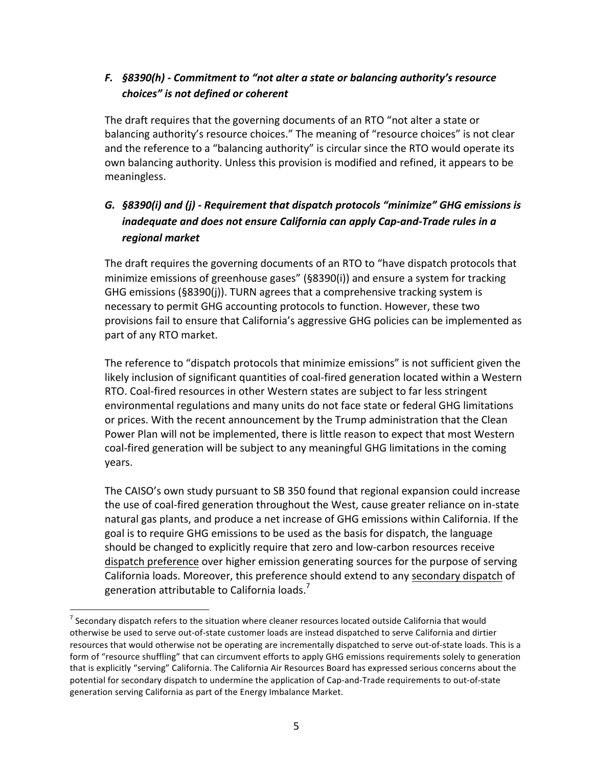### *F. §8390(h) - Commitment to "not alter a state or balancing authority's resource choices" is not defined or coherent*

The draft requires that the governing documents of an RTO "not alter a state or balancing authority's resource choices." The meaning of "resource choices" is not clear and the reference to a "balancing authority" is circular since the RTO would operate its own balancing authority. Unless this provision is modified and refined, it appears to be meaningless.

### *G. §8390(i) and (j) - Requirement that dispatch protocols "minimize" GHG emissions is inadequate and does not ensure California can apply Cap-and-Trade rules in a regional market*

The draft requires the governing documents of an RTO to "have dispatch protocols that minimize emissions of greenhouse gases" (§8390(i)) and ensure a system for tracking GHG emissions (§8390(j)). TURN agrees that a comprehensive tracking system is necessary to permit GHG accounting protocols to function. However, these two provisions fail to ensure that California's aggressive GHG policies can be implemented as part of any RTO market.

The reference to "dispatch protocols that minimize emissions" is not sufficient given the likely inclusion of significant quantities of coal-fired generation located within a Western RTO. Coal-fired resources in other Western states are subject to far less stringent environmental regulations and many units do not face state or federal GHG limitations or prices. With the recent announcement by the Trump administration that the Clean Power Plan will not be implemented, there is little reason to expect that most Western coal-fired generation will be subject to any meaningful GHG limitations in the coming years.

The CAISO's own study pursuant to SB 350 found that regional expansion could increase the use of coal-fired generation throughout the West, cause greater reliance on in-state natural gas plants, and produce a net increase of GHG emissions within California. If the goal is to require GHG emissions to be used as the basis for dispatch, the language should be changed to explicitly require that zero and low-carbon resources receive <u>dispatch preference</u> over higher emission generating sources for the purpose of serving California loads. Moreover, this preference should extend to any <u>secondary dispatch</u> of generation attributable to California loads.[7]

[7] Secondary dispatch refers to the situation where cleaner resources located outside California that would otherwise be used to serve out-of-state customer loads are instead dispatched to serve California and dirtier resources that would otherwise not be operating are incrementally dispatched to serve out-of-state loads. This is a form of "resource shuffling" that can circumvent efforts to apply GHG emissions requirements solely to generation that is explicitly "serving" California. The California Air Resources Board has expressed serious concerns about the potential for secondary dispatch to undermine the application of Cap-and-Trade requirements to out-of-state generation serving California as part of the Energy Imbalance Market.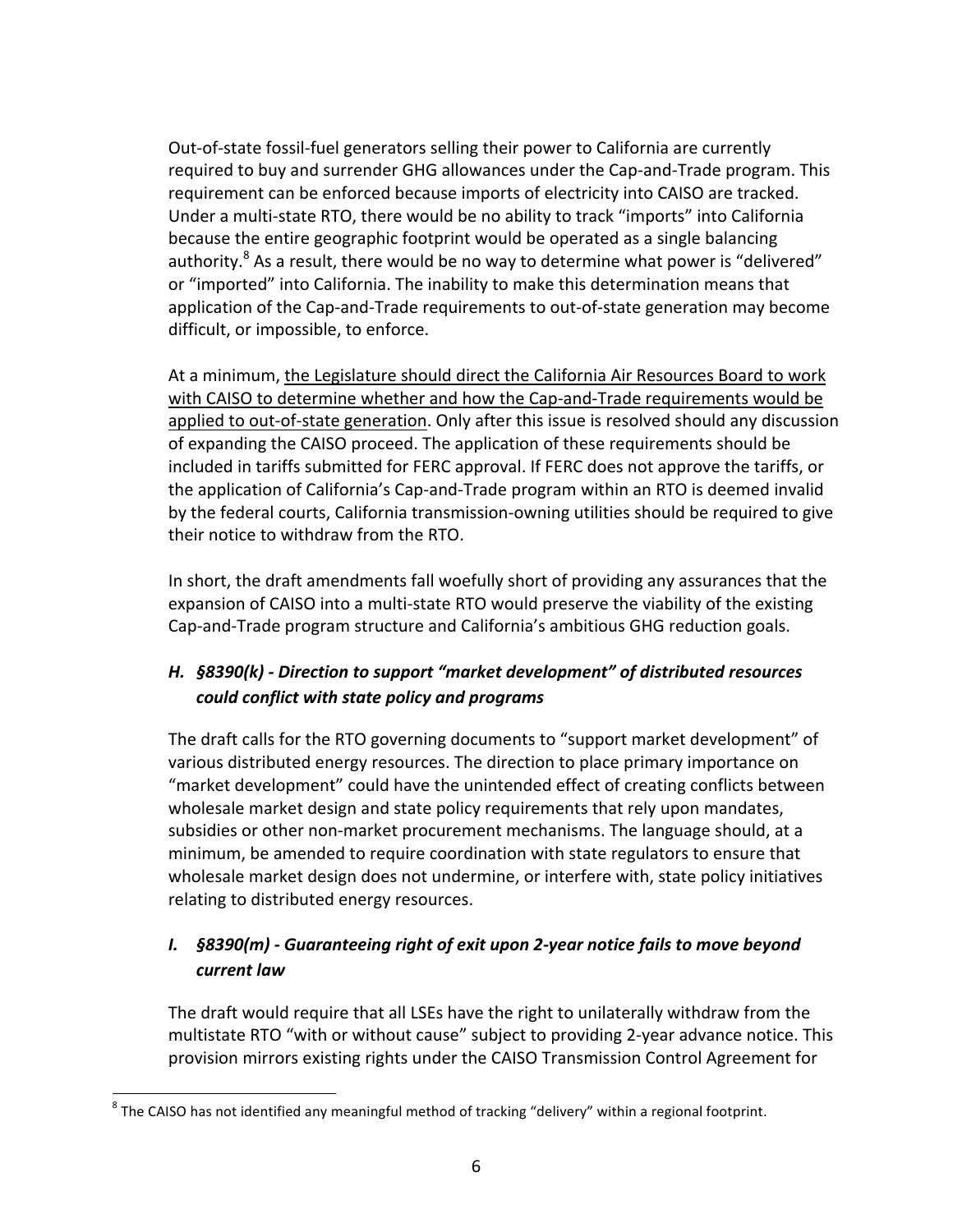Out-of-state fossil-fuel generators selling their power to California are currently required to buy and surrender GHG allowances under the Cap-and-Trade program. This requirement can be enforced because imports of electricity into CAISO are tracked. Under a multi-state RTO, there would be no ability to track "imports" into California because the entire geographic footprint would be operated as a single balancing authority.[8] As a result, there would be no way to determine what power is "delivered" or "imported" into California. The inability to make this determination means that application of the Cap-and-Trade requirements to out-of-state generation may become difficult, or impossible, to enforce.

At a minimum, the Legislature should direct the California Air Resources Board to work with CAISO to determine whether and how the Cap-and-Trade requirements would be applied to out-of-state generation. Only after this issue is resolved should any discussion of expanding the CAISO proceed. The application of these requirements should be included in tariffs submitted for FERC approval. If FERC does not approve the tariffs, or the application of California's Cap-and-Trade program within an RTO is deemed invalid by the federal courts, California transmission-owning utilities should be required to give their notice to withdraw from the RTO.

In short, the draft amendments fall woefully short of providing any assurances that the expansion of CAISO into a multi-state RTO would preserve the viability of the existing Cap-and-Trade program structure and California's ambitious GHG reduction goals.

### *H. §8390(k) - Direction to support "market development" of distributed resources could conflict with state policy and programs*

The draft calls for the RTO governing documents to "support market development" of various distributed energy resources. The direction to place primary importance on "market development" could have the unintended effect of creating conflicts between wholesale market design and state policy requirements that rely upon mandates, subsidies or other non-market procurement mechanisms. The language should, at a minimum, be amended to require coordination with state regulators to ensure that wholesale market design does not undermine, or interfere with, state policy initiatives relating to distributed energy resources.

### *I. §8390(m) - Guaranteeing right of exit upon 2-year notice fails to move beyond current law*

The draft would require that all LSEs have the right to unilaterally withdraw from the multistate RTO "with or without cause" subject to providing 2-year advance notice. This provision mirrors existing rights under the CAISO Transmission Control Agreement for

---

[8] The CAISO has not identified any meaningful method of tracking "delivery" within a regional footprint.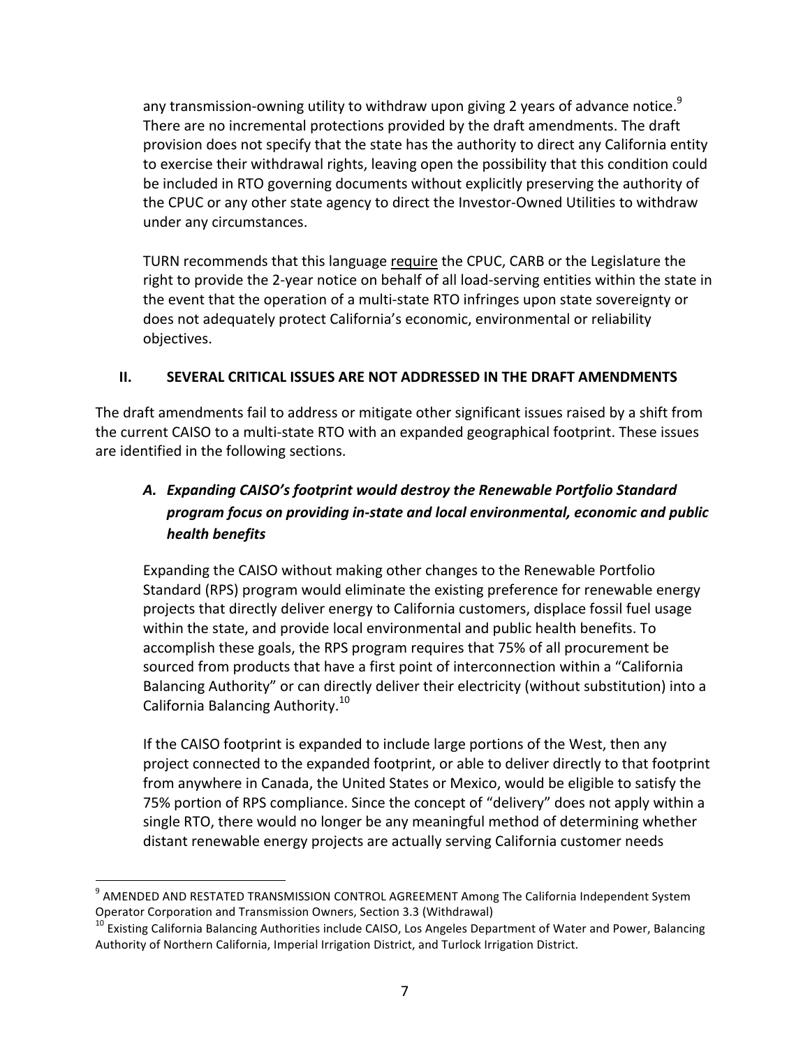any transmission-owning utility to withdraw upon giving 2 years of advance notice.[9] There are no incremental protections provided by the draft amendments. The draft provision does not specify that the state has the authority to direct any California entity to exercise their withdrawal rights, leaving open the possibility that this condition could be included in RTO governing documents without explicitly preserving the authority of the CPUC or any other state agency to direct the Investor-Owned Utilities to withdraw under any circumstances.

TURN recommends that this language <u>require</u> the CPUC, CARB or the Legislature the right to provide the 2-year notice on behalf of all load-serving entities within the state in the event that the operation of a multi-state RTO infringes upon state sovereignty or does not adequately protect California's economic, environmental or reliability objectives.

## II. SEVERAL CRITICAL ISSUES ARE NOT ADDRESSED IN THE DRAFT AMENDMENTS

The draft amendments fail to address or mitigate other significant issues raised by a shift from the current CAISO to a multi-state RTO with an expanded geographical footprint. These issues are identified in the following sections.

### *A. Expanding CAISO's footprint would destroy the Renewable Portfolio Standard program focus on providing in-state and local environmental, economic and public health benefits*

Expanding the CAISO without making other changes to the Renewable Portfolio Standard (RPS) program would eliminate the existing preference for renewable energy projects that directly deliver energy to California customers, displace fossil fuel usage within the state, and provide local environmental and public health benefits. To accomplish these goals, the RPS program requires that 75% of all procurement be sourced from products that have a first point of interconnection within a "California Balancing Authority" or can directly deliver their electricity (without substitution) into a California Balancing Authority.[10]

If the CAISO footprint is expanded to include large portions of the West, then any project connected to the expanded footprint, or able to deliver directly to that footprint from anywhere in Canada, the United States or Mexico, would be eligible to satisfy the 75% portion of RPS compliance. Since the concept of "delivery" does not apply within a single RTO, there would no longer be any meaningful method of determining whether distant renewable energy projects are actually serving California customer needs

---

[9] AMENDED AND RESTATED TRANSMISSION CONTROL AGREEMENT Among The California Independent System Operator Corporation and Transmission Owners, Section 3.3 (Withdrawal)

[10] Existing California Balancing Authorities include CAISO, Los Angeles Department of Water and Power, Balancing Authority of Northern California, Imperial Irrigation District, and Turlock Irrigation District.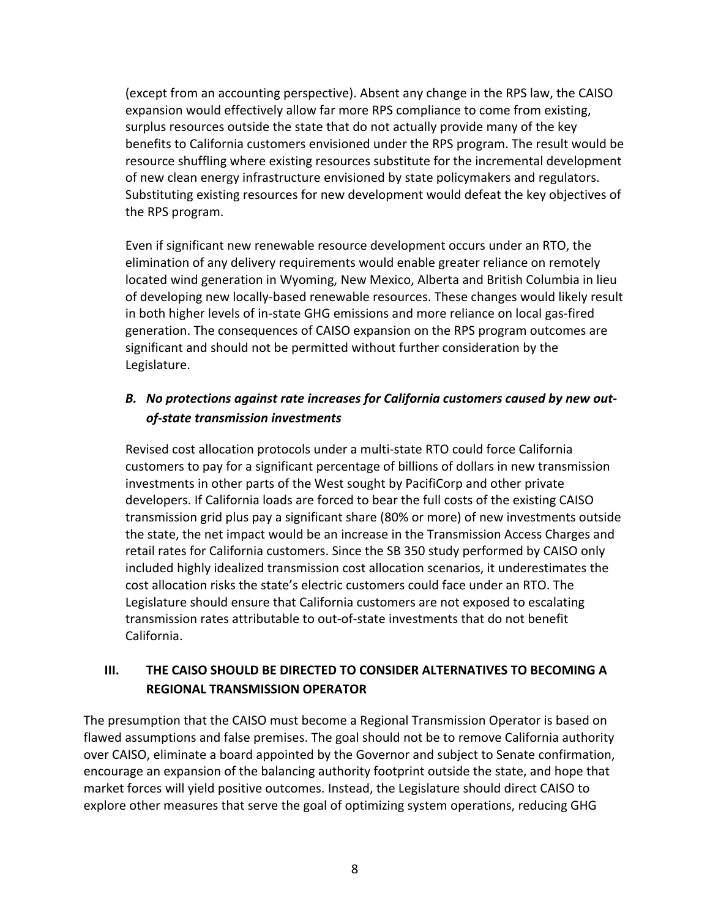(except from an accounting perspective). Absent any change in the RPS law, the CAISO expansion would effectively allow far more RPS compliance to come from existing, surplus resources outside the state that do not actually provide many of the key benefits to California customers envisioned under the RPS program. The result would be resource shuffling where existing resources substitute for the incremental development of new clean energy infrastructure envisioned by state policymakers and regulators. Substituting existing resources for new development would defeat the key objectives of the RPS program.

Even if significant new renewable resource development occurs under an RTO, the elimination of any delivery requirements would enable greater reliance on remotely located wind generation in Wyoming, New Mexico, Alberta and British Columbia in lieu of developing new locally-based renewable resources. These changes would likely result in both higher levels of in-state GHG emissions and more reliance on local gas-fired generation. The consequences of CAISO expansion on the RPS program outcomes are significant and should not be permitted without further consideration by the Legislature.

### *B. No protections against rate increases for California customers caused by new out-of-state transmission investments*

Revised cost allocation protocols under a multi-state RTO could force California customers to pay for a significant percentage of billions of dollars in new transmission investments in other parts of the West sought by PacifiCorp and other private developers. If California loads are forced to bear the full costs of the existing CAISO transmission grid plus pay a significant share (80% or more) of new investments outside the state, the net impact would be an increase in the Transmission Access Charges and retail rates for California customers. Since the SB 350 study performed by CAISO only included highly idealized transmission cost allocation scenarios, it underestimates the cost allocation risks the state's electric customers could face under an RTO. The Legislature should ensure that California customers are not exposed to escalating transmission rates attributable to out-of-state investments that do not benefit California.

## III. THE CAISO SHOULD BE DIRECTED TO CONSIDER ALTERNATIVES TO BECOMING A REGIONAL TRANSMISSION OPERATOR

The presumption that the CAISO must become a Regional Transmission Operator is based on flawed assumptions and false premises. The goal should not be to remove California authority over CAISO, eliminate a board appointed by the Governor and subject to Senate confirmation, encourage an expansion of the balancing authority footprint outside the state, and hope that market forces will yield positive outcomes. Instead, the Legislature should direct CAISO to explore other measures that serve the goal of optimizing system operations, reducing GHG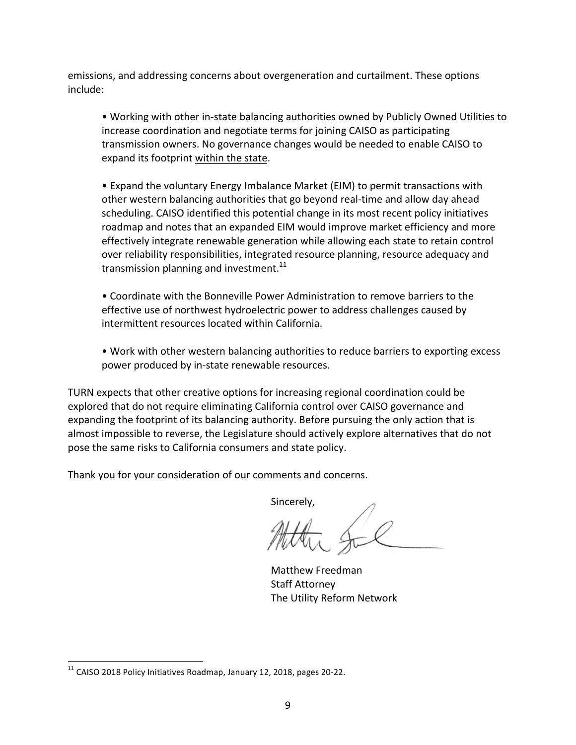emissions, and addressing concerns about overgeneration and curtailment. These options include:

- Working with other in-state balancing authorities owned by Publicly Owned Utilities to increase coordination and negotiate terms for joining CAISO as participating transmission owners. No governance changes would be needed to enable CAISO to expand its footprint <u>within the state</u>.

- Expand the voluntary Energy Imbalance Market (EIM) to permit transactions with other western balancing authorities that go beyond real-time and allow day ahead scheduling. CAISO identified this potential change in its most recent policy initiatives roadmap and notes that an expanded EIM would improve market efficiency and more effectively integrate renewable generation while allowing each state to retain control over reliability responsibilities, integrated resource planning, resource adequacy and transmission planning and investment.[11]

- Coordinate with the Bonneville Power Administration to remove barriers to the effective use of northwest hydroelectric power to address challenges caused by intermittent resources located within California.

- Work with other western balancing authorities to reduce barriers to exporting excess power produced by in-state renewable resources.

TURN expects that other creative options for increasing regional coordination could be explored that do not require eliminating California control over CAISO governance and expanding the footprint of its balancing authority. Before pursuing the only action that is almost impossible to reverse, the Legislature should actively explore alternatives that do not pose the same risks to California consumers and state policy.

Thank you for your consideration of our comments and concerns.

Sincerely,

Matthew Freedman
Staff Attorney
The Utility Reform Network

[11] CAISO 2018 Policy Initiatives Roadmap, January 12, 2018, pages 20-22.